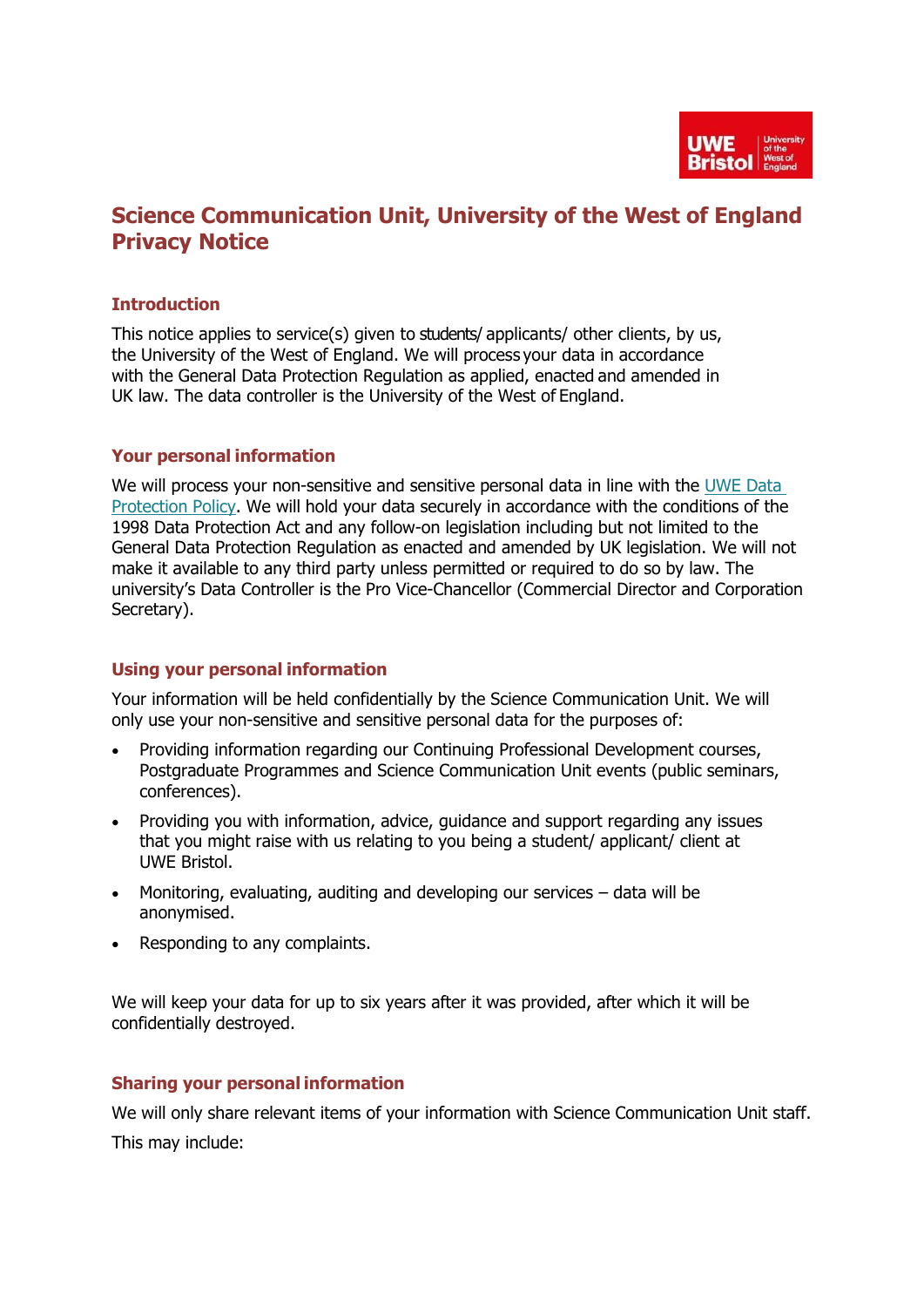# Science Communication Unit, University of the West of England Privacy Notice

## Introduction

This notice applies to service(s) given to students/ applicants/ other clients, by us, the University of the West of England. We will process your data in accordance with the General Data Protection Regulation as applied, enacted and amended in UK law. The data controller is the University of the West of England.

## Your personal information

We will process your non-sensitive and sensitive personal data in line with the [UWE Data Protection Policy](). We will hold your data securely in accordance with the conditions of the 1998 Data Protection Act and any follow-on legislation including but not limited to the General Data Protection Regulation as enacted and amended by UK legislation. We will not make it available to any third party unless permitted or required to do so by law. The university's Data Controller is the Pro Vice-Chancellor (Commercial Director and Corporation Secretary).

## Using your personal information

Your information will be held confidentially by the Science Communication Unit. We will only use your non-sensitive and sensitive personal data for the purposes of:

- Providing information regarding our Continuing Professional Development courses, Postgraduate Programmes and Science Communication Unit events (public seminars, conferences).
- Providing you with information, advice, guidance and support regarding any issues that you might raise with us relating to you being a student/ applicant/ client at UWE Bristol.
- Monitoring, evaluating, auditing and developing our services – data will be anonymised.
- Responding to any complaints.

We will keep your data for up to six years after it was provided, after which it will be confidentially destroyed.

## Sharing your personal information

We will only share relevant items of your information with Science Communication Unit staff.

This may include: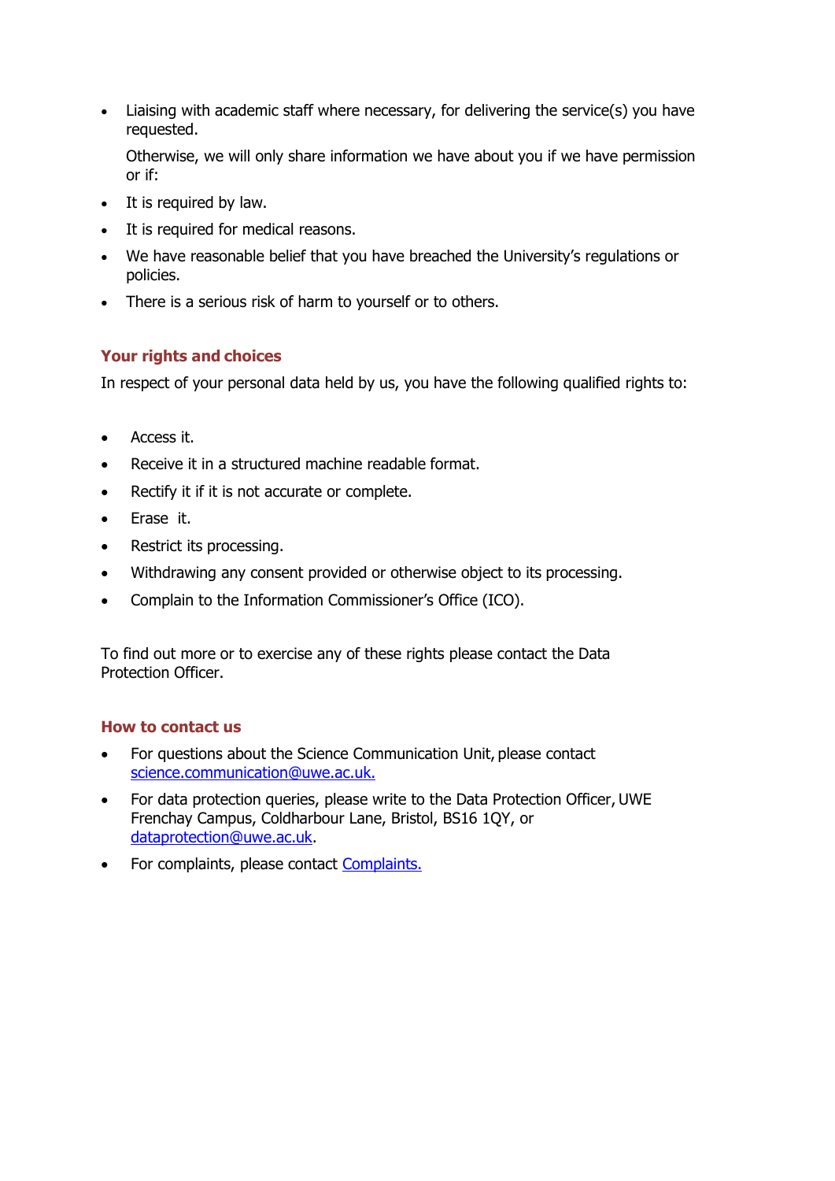- Liaising with academic staff where necessary, for delivering the service(s) you have requested.

  Otherwise, we will only share information we have about you if we have permission or if:

- It is required by law.
- It is required for medical reasons.
- We have reasonable belief that you have breached the University's regulations or policies.
- There is a serious risk of harm to yourself or to others.

## Your rights and choices

In respect of your personal data held by us, you have the following qualified rights to:

- Access it.
- Receive it in a structured machine readable format.
- Rectify it if it is not accurate or complete.
- Erase it.
- Restrict its processing.
- Withdrawing any consent provided or otherwise object to its processing.
- Complain to the Information Commissioner's Office (ICO).

To find out more or to exercise any of these rights please contact the Data Protection Officer.

## How to contact us

- For questions about the Science Communication Unit, please contact science.communication@uwe.ac.uk.
- For data protection queries, please write to the Data Protection Officer, UWE Frenchay Campus, Coldharbour Lane, Bristol, BS16 1QY, or dataprotection@uwe.ac.uk.
- For complaints, please contact Complaints.